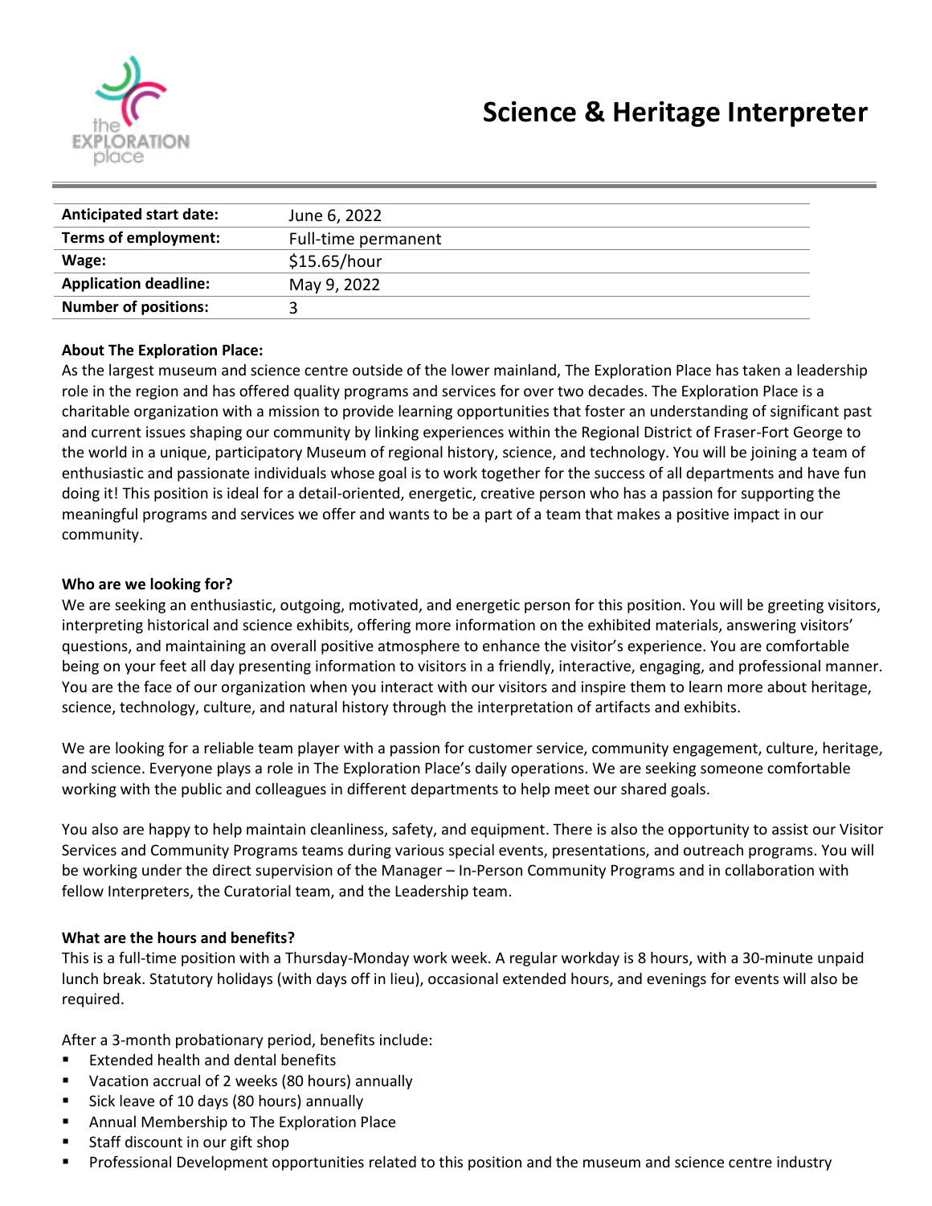# Science & Heritage Interpreter

| | |
|---|---|
| **Anticipated start date:** | June 6, 2022 |
| **Terms of employment:** | Full-time permanent |
| **Wage:** | $15.65/hour |
| **Application deadline:** | May 9, 2022 |
| **Number of positions:** | 3 |

**About The Exploration Place:**

As the largest museum and science centre outside of the lower mainland, The Exploration Place has taken a leadership role in the region and has offered quality programs and services for over two decades. The Exploration Place is a charitable organization with a mission to provide learning opportunities that foster an understanding of significant past and current issues shaping our community by linking experiences within the Regional District of Fraser-Fort George to the world in a unique, participatory Museum of regional history, science, and technology. You will be joining a team of enthusiastic and passionate individuals whose goal is to work together for the success of all departments and have fun doing it! This position is ideal for a detail-oriented, energetic, creative person who has a passion for supporting the meaningful programs and services we offer and wants to be a part of a team that makes a positive impact in our community.

**Who are we looking for?**

We are seeking an enthusiastic, outgoing, motivated, and energetic person for this position. You will be greeting visitors, interpreting historical and science exhibits, offering more information on the exhibited materials, answering visitors' questions, and maintaining an overall positive atmosphere to enhance the visitor's experience. You are comfortable being on your feet all day presenting information to visitors in a friendly, interactive, engaging, and professional manner. You are the face of our organization when you interact with our visitors and inspire them to learn more about heritage, science, technology, culture, and natural history through the interpretation of artifacts and exhibits.

We are looking for a reliable team player with a passion for customer service, community engagement, culture, heritage, and science. Everyone plays a role in The Exploration Place's daily operations. We are seeking someone comfortable working with the public and colleagues in different departments to help meet our shared goals.

You also are happy to help maintain cleanliness, safety, and equipment. There is also the opportunity to assist our Visitor Services and Community Programs teams during various special events, presentations, and outreach programs. You will be working under the direct supervision of the Manager – In-Person Community Programs and in collaboration with fellow Interpreters, the Curatorial team, and the Leadership team.

**What are the hours and benefits?**

This is a full-time position with a Thursday-Monday work week. A regular workday is 8 hours, with a 30-minute unpaid lunch break. Statutory holidays (with days off in lieu), occasional extended hours, and evenings for events will also be required.

After a 3-month probationary period, benefits include:

- Extended health and dental benefits
- Vacation accrual of 2 weeks (80 hours) annually
- Sick leave of 10 days (80 hours) annually
- Annual Membership to The Exploration Place
- Staff discount in our gift shop
- Professional Development opportunities related to this position and the museum and science centre industry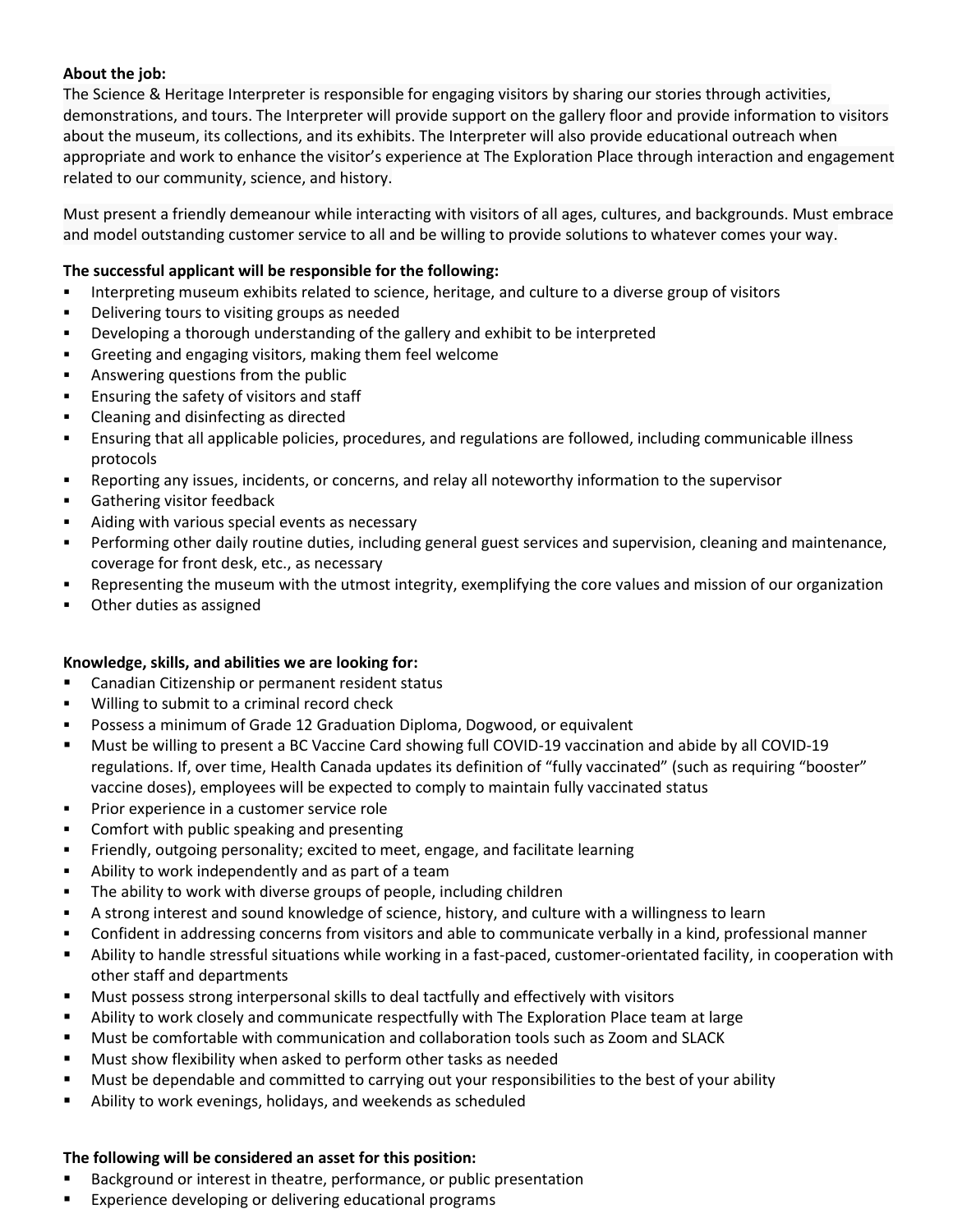**About the job:**
The Science & Heritage Interpreter is responsible for engaging visitors by sharing our stories through activities, demonstrations, and tours. The Interpreter will provide support on the gallery floor and provide information to visitors about the museum, its collections, and its exhibits. The Interpreter will also provide educational outreach when appropriate and work to enhance the visitor's experience at The Exploration Place through interaction and engagement related to our community, science, and history.

Must present a friendly demeanour while interacting with visitors of all ages, cultures, and backgrounds. Must embrace and model outstanding customer service to all and be willing to provide solutions to whatever comes your way.

**The successful applicant will be responsible for the following:**

- Interpreting museum exhibits related to science, heritage, and culture to a diverse group of visitors
- Delivering tours to visiting groups as needed
- Developing a thorough understanding of the gallery and exhibit to be interpreted
- Greeting and engaging visitors, making them feel welcome
- Answering questions from the public
- Ensuring the safety of visitors and staff
- Cleaning and disinfecting as directed
- Ensuring that all applicable policies, procedures, and regulations are followed, including communicable illness protocols
- Reporting any issues, incidents, or concerns, and relay all noteworthy information to the supervisor
- Gathering visitor feedback
- Aiding with various special events as necessary
- Performing other daily routine duties, including general guest services and supervision, cleaning and maintenance, coverage for front desk, etc., as necessary
- Representing the museum with the utmost integrity, exemplifying the core values and mission of our organization
- Other duties as assigned

**Knowledge, skills, and abilities we are looking for:**

- Canadian Citizenship or permanent resident status
- Willing to submit to a criminal record check
- Possess a minimum of Grade 12 Graduation Diploma, Dogwood, or equivalent
- Must be willing to present a BC Vaccine Card showing full COVID-19 vaccination and abide by all COVID-19 regulations. If, over time, Health Canada updates its definition of "fully vaccinated" (such as requiring "booster" vaccine doses), employees will be expected to comply to maintain fully vaccinated status
- Prior experience in a customer service role
- Comfort with public speaking and presenting
- Friendly, outgoing personality; excited to meet, engage, and facilitate learning
- Ability to work independently and as part of a team
- The ability to work with diverse groups of people, including children
- A strong interest and sound knowledge of science, history, and culture with a willingness to learn
- Confident in addressing concerns from visitors and able to communicate verbally in a kind, professional manner
- Ability to handle stressful situations while working in a fast-paced, customer-orientated facility, in cooperation with other staff and departments
- Must possess strong interpersonal skills to deal tactfully and effectively with visitors
- Ability to work closely and communicate respectfully with The Exploration Place team at large
- Must be comfortable with communication and collaboration tools such as Zoom and SLACK
- Must show flexibility when asked to perform other tasks as needed
- Must be dependable and committed to carrying out your responsibilities to the best of your ability
- Ability to work evenings, holidays, and weekends as scheduled

**The following will be considered an asset for this position:**

- Background or interest in theatre, performance, or public presentation
- Experience developing or delivering educational programs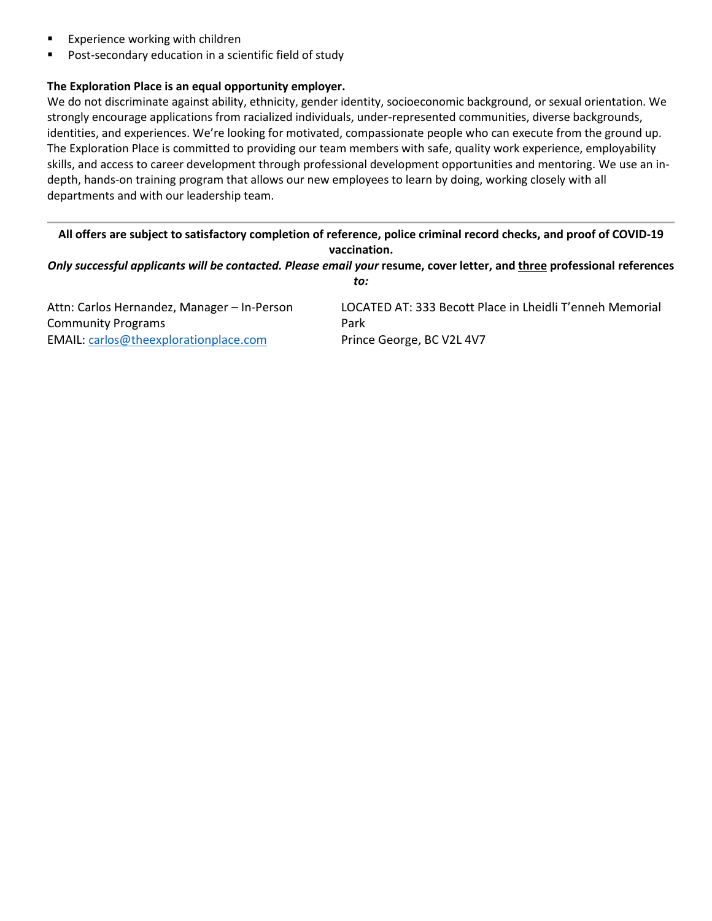- Experience working with children
- Post-secondary education in a scientific field of study

**The Exploration Place is an equal opportunity employer.**

We do not discriminate against ability, ethnicity, gender identity, socioeconomic background, or sexual orientation. We strongly encourage applications from racialized individuals, under-represented communities, diverse backgrounds, identities, and experiences. We're looking for motivated, compassionate people who can execute from the ground up. The Exploration Place is committed to providing our team members with safe, quality work experience, employability skills, and access to career development through professional development opportunities and mentoring. We use an in-depth, hands-on training program that allows our new employees to learn by doing, working closely with all departments and with our leadership team.

---

**All offers are subject to satisfactory completion of reference, police criminal record checks, and proof of COVID-19 vaccination.**

***Only successful applicants will be contacted. Please email your* resume, cover letter, and <u>three</u> professional references *to:***

Attn: Carlos Hernandez, Manager – In-Person Community Programs
EMAIL: carlos@theexplorationplace.com

LOCATED AT: 333 Becott Place in Lheidli T'enneh Memorial Park
Prince George, BC V2L 4V7